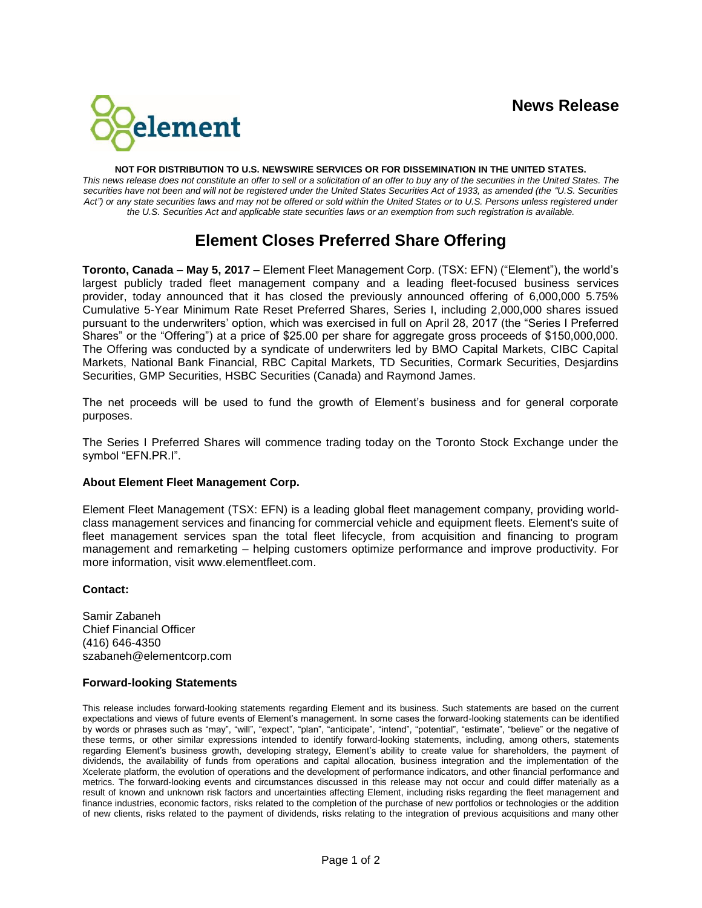**News Release**

**NOT FOR DISTRIBUTION TO U.S. NEWSWIRE SERVICES OR FOR DISSEMINATION IN THE UNITED STATES.**

*This news release does not constitute an offer to sell or a solicitation of an offer to buy any of the securities in the United States. The securities have not been and will not be registered under the United States Securities Act of 1933, as amended (the "U.S. Securities Act") or any state securities laws and may not be offered or sold within the United States or to U.S. Persons unless registered under the U.S. Securities Act and applicable state securities laws or an exemption from such registration is available.*

# Element Closes Preferred Share Offering

**Toronto, Canada – May 5, 2017 –** Element Fleet Management Corp. (TSX: EFN) ("Element"), the world's largest publicly traded fleet management company and a leading fleet-focused business services provider, today announced that it has closed the previously announced offering of 6,000,000 5.75% Cumulative 5-Year Minimum Rate Reset Preferred Shares, Series I, including 2,000,000 shares issued pursuant to the underwriters' option, which was exercised in full on April 28, 2017 (the "Series I Preferred Shares" or the "Offering") at a price of $25.00 per share for aggregate gross proceeds of $150,000,000. The Offering was conducted by a syndicate of underwriters led by BMO Capital Markets, CIBC Capital Markets, National Bank Financial, RBC Capital Markets, TD Securities, Cormark Securities, Desjardins Securities, GMP Securities, HSBC Securities (Canada) and Raymond James.

The net proceeds will be used to fund the growth of Element's business and for general corporate purposes.

The Series I Preferred Shares will commence trading today on the Toronto Stock Exchange under the symbol "EFN.PR.I".

### About Element Fleet Management Corp.

Element Fleet Management (TSX: EFN) is a leading global fleet management company, providing world-class management services and financing for commercial vehicle and equipment fleets. Element's suite of fleet management services span the total fleet lifecycle, from acquisition and financing to program management and remarketing – helping customers optimize performance and improve productivity. For more information, visit www.elementfleet.com.

### Contact:

Samir Zabaneh
Chief Financial Officer
(416) 646-4350
szabaneh@elementcorp.com

### Forward-looking Statements

This release includes forward-looking statements regarding Element and its business. Such statements are based on the current expectations and views of future events of Element's management. In some cases the forward-looking statements can be identified by words or phrases such as "may", "will", "expect", "plan", "anticipate", "intend", "potential", "estimate", "believe" or the negative of these terms, or other similar expressions intended to identify forward-looking statements, including, among others, statements regarding Element's business growth, developing strategy, Element's ability to create value for shareholders, the payment of dividends, the availability of funds from operations and capital allocation, business integration and the implementation of the Xcelerate platform, the evolution of operations and the development of performance indicators, and other financial performance and metrics. The forward-looking events and circumstances discussed in this release may not occur and could differ materially as a result of known and unknown risk factors and uncertainties affecting Element, including risks regarding the fleet management and finance industries, economic factors, risks related to the completion of the purchase of new portfolios or technologies or the addition of new clients, risks related to the payment of dividends, risks relating to the integration of previous acquisitions and many other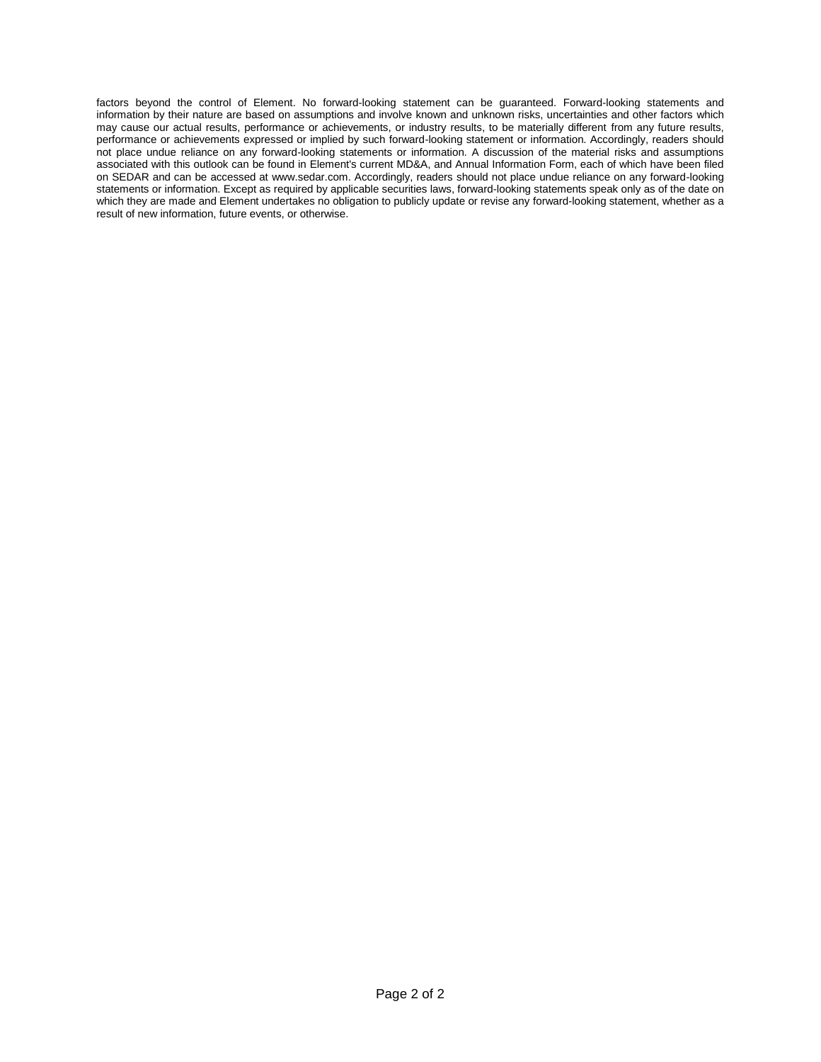factors beyond the control of Element. No forward-looking statement can be guaranteed. Forward-looking statements and information by their nature are based on assumptions and involve known and unknown risks, uncertainties and other factors which may cause our actual results, performance or achievements, or industry results, to be materially different from any future results, performance or achievements expressed or implied by such forward-looking statement or information. Accordingly, readers should not place undue reliance on any forward-looking statements or information. A discussion of the material risks and assumptions associated with this outlook can be found in Element's current MD&A, and Annual Information Form, each of which have been filed on SEDAR and can be accessed at www.sedar.com. Accordingly, readers should not place undue reliance on any forward-looking statements or information. Except as required by applicable securities laws, forward-looking statements speak only as of the date on which they are made and Element undertakes no obligation to publicly update or revise any forward-looking statement, whether as a result of new information, future events, or otherwise.